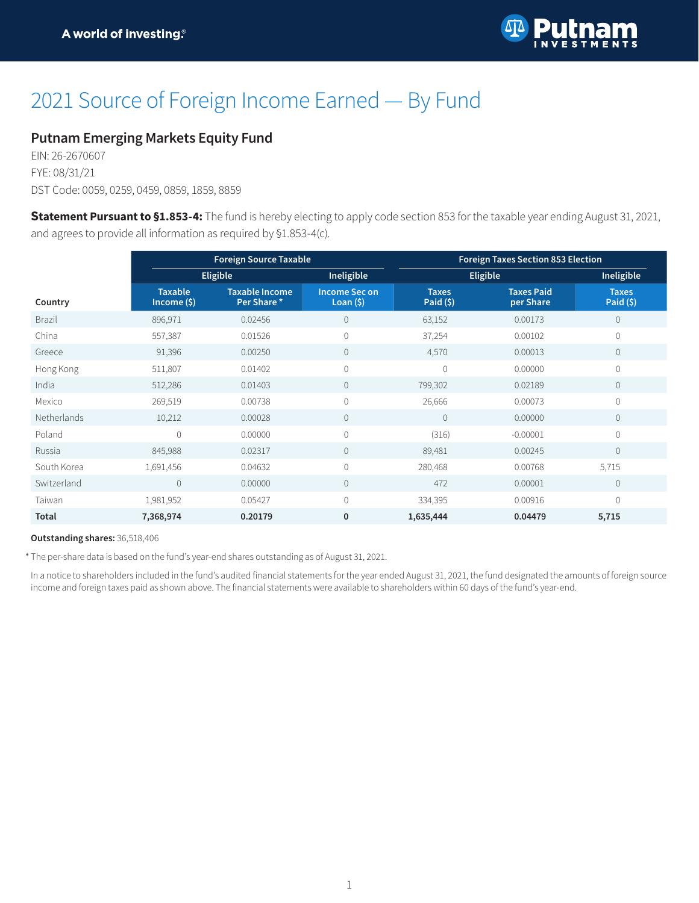# 2021 Source of Foreign Income Earned — By Fund

## Putnam Emerging Markets Equity Fund

EIN: 26-2670607

FYE: 08/31/21

DST Code: 0059, 0259, 0459, 0859, 1859, 8859

**Statement Pursuant to §1.853-4:** The fund is hereby electing to apply code section 853 for the taxable year ending August 31, 2021, and agrees to provide all information as required by §1.853-4(c).

| | Foreign Source Taxable | | | Foreign Taxes Section 853 Election | | |
|---|---|---|---|---|---|---|
| | Eligible | | Ineligible | Eligible | | Ineligible |
| Country | Taxable Income ($) | Taxable Income Per Share * | Income Sec on Loan ($) | Taxes Paid ($) | Taxes Paid per Share | Taxes Paid ($) |
| Brazil | 896,971 | 0.02456 | 0 | 63,152 | 0.00173 | 0 |
| China | 557,387 | 0.01526 | 0 | 37,254 | 0.00102 | 0 |
| Greece | 91,396 | 0.00250 | 0 | 4,570 | 0.00013 | 0 |
| Hong Kong | 511,807 | 0.01402 | 0 | 0 | 0.00000 | 0 |
| India | 512,286 | 0.01403 | 0 | 799,302 | 0.02189 | 0 |
| Mexico | 269,519 | 0.00738 | 0 | 26,666 | 0.00073 | 0 |
| Netherlands | 10,212 | 0.00028 | 0 | 0 | 0.00000 | 0 |
| Poland | 0 | 0.00000 | 0 | (316) | -0.00001 | 0 |
| Russia | 845,988 | 0.02317 | 0 | 89,481 | 0.00245 | 0 |
| South Korea | 1,691,456 | 0.04632 | 0 | 280,468 | 0.00768 | 5,715 |
| Switzerland | 0 | 0.00000 | 0 | 472 | 0.00001 | 0 |
| Taiwan | 1,981,952 | 0.05427 | 0 | 334,395 | 0.00916 | 0 |
| **Total** | **7,368,974** | **0.20179** | **0** | **1,635,444** | **0.04479** | **5,715** |

**Outstanding shares:** 36,518,406

* The per-share data is based on the fund's year-end shares outstanding as of August 31, 2021.

In a notice to shareholders included in the fund's audited financial statements for the year ended August 31, 2021, the fund designated the amounts of foreign source income and foreign taxes paid as shown above. The financial statements were available to shareholders within 60 days of the fund's year-end.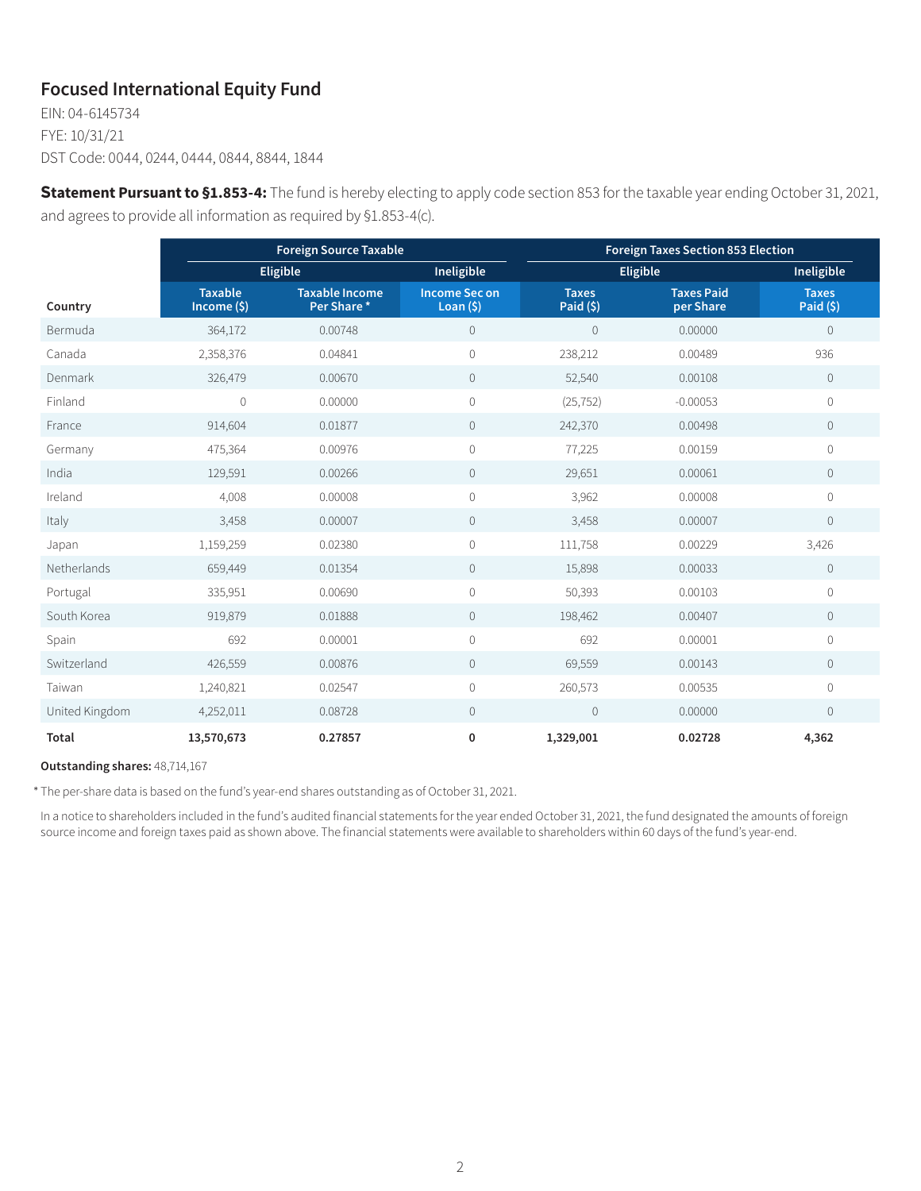## Focused International Equity Fund

EIN: 04-6145734
FYE: 10/31/21
DST Code: 0044, 0244, 0444, 0844, 8844, 1844

**Statement Pursuant to §1.853-4:** The fund is hereby electing to apply code section 853 for the taxable year ending October 31, 2021, and agrees to provide all information as required by §1.853-4(c).

| | Foreign Source Taxable | | | Foreign Taxes Section 853 Election | | |
|---|---|---|---|---|---|---|
| | Eligible | | Ineligible | Eligible | | Ineligible |
| Country | Taxable Income ($) | Taxable Income Per Share * | Income Sec on Loan ($) | Taxes Paid ($) | Taxes Paid per Share | Taxes Paid ($) |
| Bermuda | 364,172 | 0.00748 | 0 | 0 | 0.00000 | 0 |
| Canada | 2,358,376 | 0.04841 | 0 | 238,212 | 0.00489 | 936 |
| Denmark | 326,479 | 0.00670 | 0 | 52,540 | 0.00108 | 0 |
| Finland | 0 | 0.00000 | 0 | (25,752) | -0.00053 | 0 |
| France | 914,604 | 0.01877 | 0 | 242,370 | 0.00498 | 0 |
| Germany | 475,364 | 0.00976 | 0 | 77,225 | 0.00159 | 0 |
| India | 129,591 | 0.00266 | 0 | 29,651 | 0.00061 | 0 |
| Ireland | 4,008 | 0.00008 | 0 | 3,962 | 0.00008 | 0 |
| Italy | 3,458 | 0.00007 | 0 | 3,458 | 0.00007 | 0 |
| Japan | 1,159,259 | 0.02380 | 0 | 111,758 | 0.00229 | 3,426 |
| Netherlands | 659,449 | 0.01354 | 0 | 15,898 | 0.00033 | 0 |
| Portugal | 335,951 | 0.00690 | 0 | 50,393 | 0.00103 | 0 |
| South Korea | 919,879 | 0.01888 | 0 | 198,462 | 0.00407 | 0 |
| Spain | 692 | 0.00001 | 0 | 692 | 0.00001 | 0 |
| Switzerland | 426,559 | 0.00876 | 0 | 69,559 | 0.00143 | 0 |
| Taiwan | 1,240,821 | 0.02547 | 0 | 260,573 | 0.00535 | 0 |
| United Kingdom | 4,252,011 | 0.08728 | 0 | 0 | 0.00000 | 0 |
| **Total** | **13,570,673** | **0.27857** | **0** | **1,329,001** | **0.02728** | **4,362** |

**Outstanding shares:** 48,714,167

\* The per-share data is based on the fund's year-end shares outstanding as of October 31, 2021.

In a notice to shareholders included in the fund's audited financial statements for the year ended October 31, 2021, the fund designated the amounts of foreign source income and foreign taxes paid as shown above. The financial statements were available to shareholders within 60 days of the fund's year-end.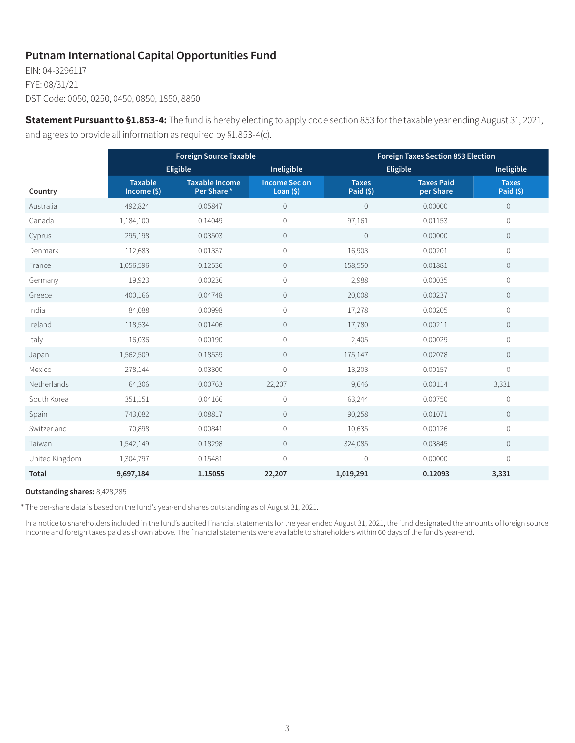## Putnam International Capital Opportunities Fund

EIN: 04-3296117
FYE: 08/31/21
DST Code: 0050, 0250, 0450, 0850, 1850, 8850

**Statement Pursuant to §1.853-4:** The fund is hereby electing to apply code section 853 for the taxable year ending August 31, 2021, and agrees to provide all information as required by §1.853-4(c).

| | Foreign Source Taxable | | | Foreign Taxes Section 853 Election | | |
|---|---|---|---|---|---|---|
| | Eligible | | Ineligible | Eligible | | Ineligible |
| Country | Taxable Income ($) | Taxable Income Per Share * | Income Sec on Loan ($) | Taxes Paid ($) | Taxes Paid per Share | Taxes Paid ($) |
| Australia | 492,824 | 0.05847 | 0 | 0 | 0.00000 | 0 |
| Canada | 1,184,100 | 0.14049 | 0 | 97,161 | 0.01153 | 0 |
| Cyprus | 295,198 | 0.03503 | 0 | 0 | 0.00000 | 0 |
| Denmark | 112,683 | 0.01337 | 0 | 16,903 | 0.00201 | 0 |
| France | 1,056,596 | 0.12536 | 0 | 158,550 | 0.01881 | 0 |
| Germany | 19,923 | 0.00236 | 0 | 2,988 | 0.00035 | 0 |
| Greece | 400,166 | 0.04748 | 0 | 20,008 | 0.00237 | 0 |
| India | 84,088 | 0.00998 | 0 | 17,278 | 0.00205 | 0 |
| Ireland | 118,534 | 0.01406 | 0 | 17,780 | 0.00211 | 0 |
| Italy | 16,036 | 0.00190 | 0 | 2,405 | 0.00029 | 0 |
| Japan | 1,562,509 | 0.18539 | 0 | 175,147 | 0.02078 | 0 |
| Mexico | 278,144 | 0.03300 | 0 | 13,203 | 0.00157 | 0 |
| Netherlands | 64,306 | 0.00763 | 22,207 | 9,646 | 0.00114 | 3,331 |
| South Korea | 351,151 | 0.04166 | 0 | 63,244 | 0.00750 | 0 |
| Spain | 743,082 | 0.08817 | 0 | 90,258 | 0.01071 | 0 |
| Switzerland | 70,898 | 0.00841 | 0 | 10,635 | 0.00126 | 0 |
| Taiwan | 1,542,149 | 0.18298 | 0 | 324,085 | 0.03845 | 0 |
| United Kingdom | 1,304,797 | 0.15481 | 0 | 0 | 0.00000 | 0 |
| **Total** | **9,697,184** | **1.15055** | **22,207** | **1,019,291** | **0.12093** | **3,331** |

**Outstanding shares:** 8,428,285

\* The per-share data is based on the fund's year-end shares outstanding as of August 31, 2021.

In a notice to shareholders included in the fund's audited financial statements for the year ended August 31, 2021, the fund designated the amounts of foreign source income and foreign taxes paid as shown above. The financial statements were available to shareholders within 60 days of the fund's year-end.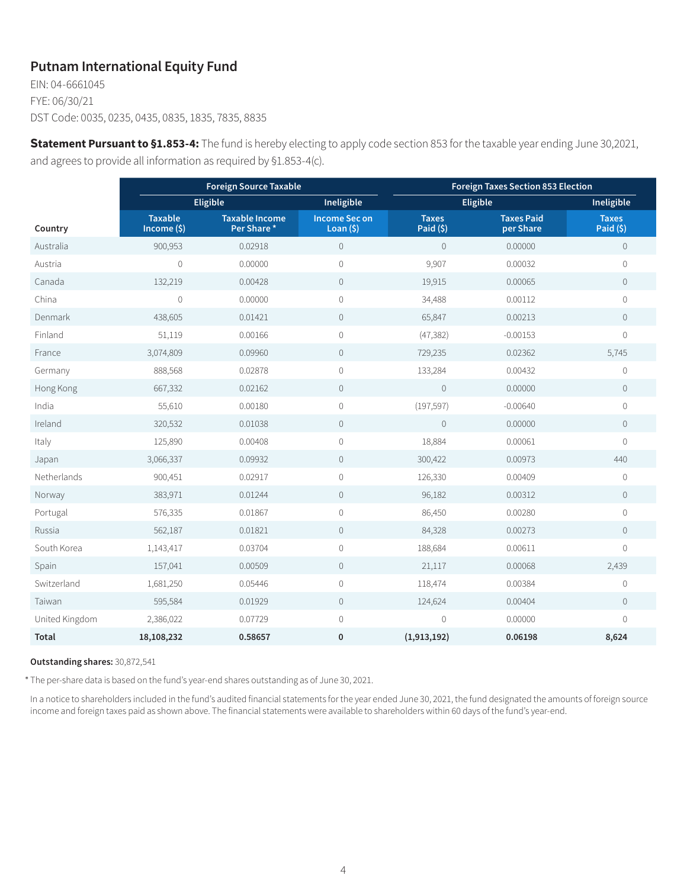## Putnam International Equity Fund

EIN: 04-6661045
FYE: 06/30/21
DST Code: 0035, 0235, 0435, 0835, 1835, 7835, 8835

**Statement Pursuant to §1.853-4:** The fund is hereby electing to apply code section 853 for the taxable year ending June 30,2021, and agrees to provide all information as required by §1.853-4(c).

| | Foreign Source Taxable | | | Foreign Taxes Section 853 Election | | |
|---|---|---|---|---|---|---|
| | Eligible | | Ineligible | Eligible | | Ineligible |
| Country | Taxable Income ($) | Taxable Income Per Share * | Income Sec on Loan ($) | Taxes Paid ($) | Taxes Paid per Share | Taxes Paid ($) |
| Australia | 900,953 | 0.02918 | 0 | 0 | 0.00000 | 0 |
| Austria | 0 | 0.00000 | 0 | 9,907 | 0.00032 | 0 |
| Canada | 132,219 | 0.00428 | 0 | 19,915 | 0.00065 | 0 |
| China | 0 | 0.00000 | 0 | 34,488 | 0.00112 | 0 |
| Denmark | 438,605 | 0.01421 | 0 | 65,847 | 0.00213 | 0 |
| Finland | 51,119 | 0.00166 | 0 | (47,382) | -0.00153 | 0 |
| France | 3,074,809 | 0.09960 | 0 | 729,235 | 0.02362 | 5,745 |
| Germany | 888,568 | 0.02878 | 0 | 133,284 | 0.00432 | 0 |
| Hong Kong | 667,332 | 0.02162 | 0 | 0 | 0.00000 | 0 |
| India | 55,610 | 0.00180 | 0 | (197,597) | -0.00640 | 0 |
| Ireland | 320,532 | 0.01038 | 0 | 0 | 0.00000 | 0 |
| Italy | 125,890 | 0.00408 | 0 | 18,884 | 0.00061 | 0 |
| Japan | 3,066,337 | 0.09932 | 0 | 300,422 | 0.00973 | 440 |
| Netherlands | 900,451 | 0.02917 | 0 | 126,330 | 0.00409 | 0 |
| Norway | 383,971 | 0.01244 | 0 | 96,182 | 0.00312 | 0 |
| Portugal | 576,335 | 0.01867 | 0 | 86,450 | 0.00280 | 0 |
| Russia | 562,187 | 0.01821 | 0 | 84,328 | 0.00273 | 0 |
| South Korea | 1,143,417 | 0.03704 | 0 | 188,684 | 0.00611 | 0 |
| Spain | 157,041 | 0.00509 | 0 | 21,117 | 0.00068 | 2,439 |
| Switzerland | 1,681,250 | 0.05446 | 0 | 118,474 | 0.00384 | 0 |
| Taiwan | 595,584 | 0.01929 | 0 | 124,624 | 0.00404 | 0 |
| United Kingdom | 2,386,022 | 0.07729 | 0 | 0 | 0.00000 | 0 |
| **Total** | **18,108,232** | **0.58657** | **0** | **(1,913,192)** | **0.06198** | **8,624** |

**Outstanding shares:** 30,872,541

* The per-share data is based on the fund's year-end shares outstanding as of June 30, 2021.

In a notice to shareholders included in the fund's audited financial statements for the year ended June 30, 2021, the fund designated the amounts of foreign source income and foreign taxes paid as shown above. The financial statements were available to shareholders within 60 days of the fund's year-end.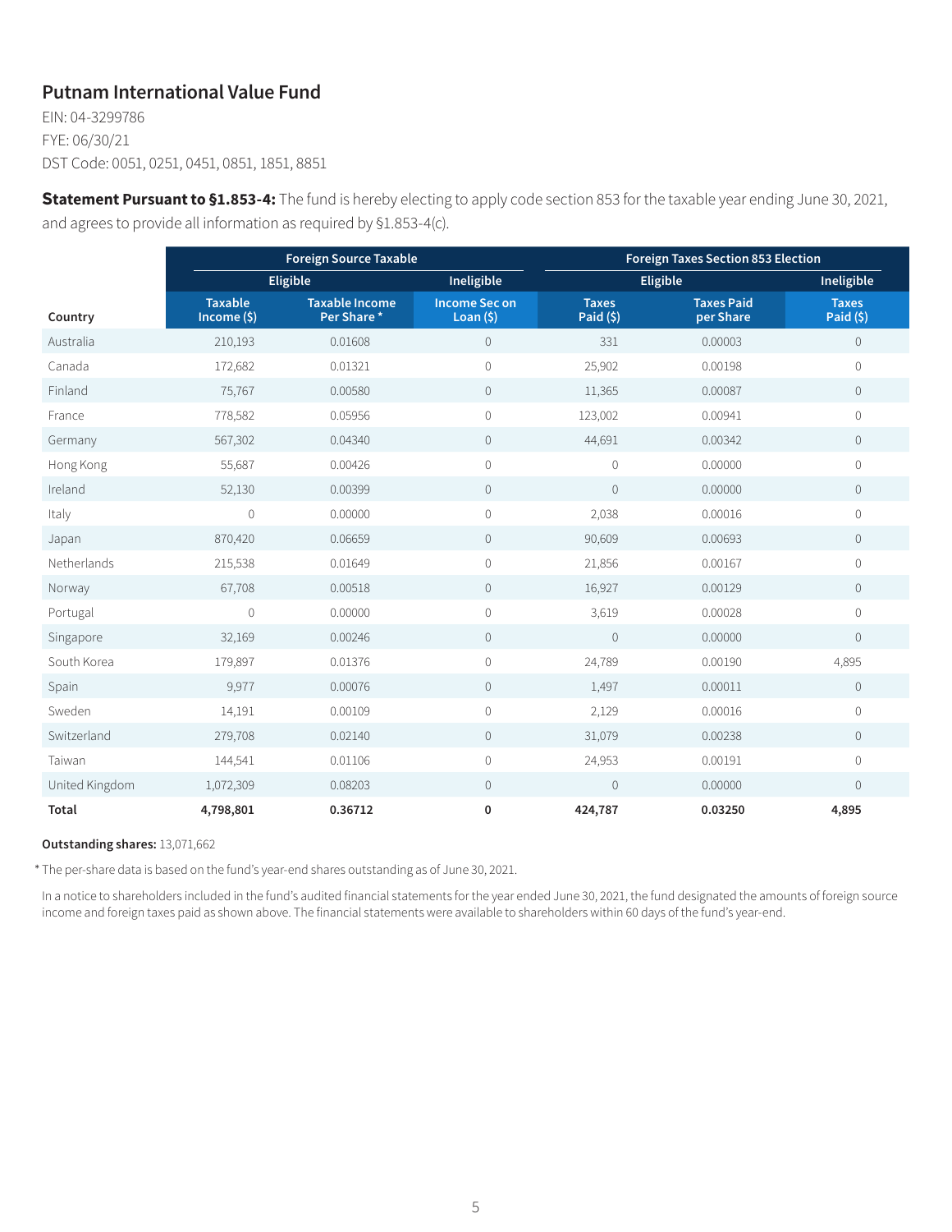## Putnam International Value Fund

EIN: 04-3299786
FYE: 06/30/21
DST Code: 0051, 0251, 0451, 0851, 1851, 8851

**Statement Pursuant to §1.853-4:** The fund is hereby electing to apply code section 853 for the taxable year ending June 30, 2021, and agrees to provide all information as required by §1.853-4(c).

| | Foreign Source Taxable | | | Foreign Taxes Section 853 Election | | |
|---|---|---|---|---|---|---|
| | Eligible | | Ineligible | Eligible | | Ineligible |
| Country | Taxable Income ($) | Taxable Income Per Share * | Income Sec on Loan ($) | Taxes Paid ($) | Taxes Paid per Share | Taxes Paid ($) |
| Australia | 210,193 | 0.01608 | 0 | 331 | 0.00003 | 0 |
| Canada | 172,682 | 0.01321 | 0 | 25,902 | 0.00198 | 0 |
| Finland | 75,767 | 0.00580 | 0 | 11,365 | 0.00087 | 0 |
| France | 778,582 | 0.05956 | 0 | 123,002 | 0.00941 | 0 |
| Germany | 567,302 | 0.04340 | 0 | 44,691 | 0.00342 | 0 |
| Hong Kong | 55,687 | 0.00426 | 0 | 0 | 0.00000 | 0 |
| Ireland | 52,130 | 0.00399 | 0 | 0 | 0.00000 | 0 |
| Italy | 0 | 0.00000 | 0 | 2,038 | 0.00016 | 0 |
| Japan | 870,420 | 0.06659 | 0 | 90,609 | 0.00693 | 0 |
| Netherlands | 215,538 | 0.01649 | 0 | 21,856 | 0.00167 | 0 |
| Norway | 67,708 | 0.00518 | 0 | 16,927 | 0.00129 | 0 |
| Portugal | 0 | 0.00000 | 0 | 3,619 | 0.00028 | 0 |
| Singapore | 32,169 | 0.00246 | 0 | 0 | 0.00000 | 0 |
| South Korea | 179,897 | 0.01376 | 0 | 24,789 | 0.00190 | 4,895 |
| Spain | 9,977 | 0.00076 | 0 | 1,497 | 0.00011 | 0 |
| Sweden | 14,191 | 0.00109 | 0 | 2,129 | 0.00016 | 0 |
| Switzerland | 279,708 | 0.02140 | 0 | 31,079 | 0.00238 | 0 |
| Taiwan | 144,541 | 0.01106 | 0 | 24,953 | 0.00191 | 0 |
| United Kingdom | 1,072,309 | 0.08203 | 0 | 0 | 0.00000 | 0 |
| **Total** | **4,798,801** | **0.36712** | **0** | **424,787** | **0.03250** | **4,895** |

**Outstanding shares:** 13,071,662

* The per-share data is based on the fund's year-end shares outstanding as of June 30, 2021.

In a notice to shareholders included in the fund's audited financial statements for the year ended June 30, 2021, the fund designated the amounts of foreign source income and foreign taxes paid as shown above. The financial statements were available to shareholders within 60 days of the fund's year-end.